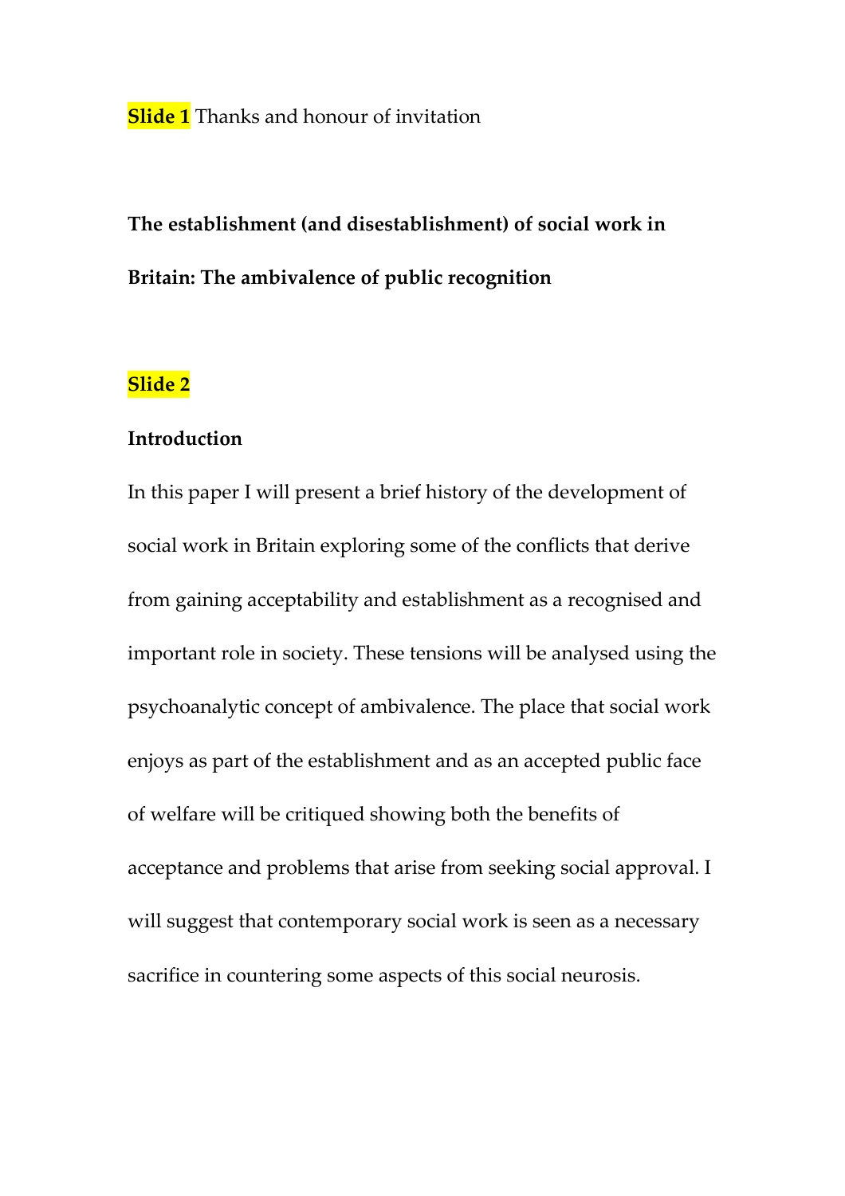**Slide 1** Thanks and honour of invitation

# The establishment (and disestablishment) of social work in Britain: The ambivalence of public recognition

**Slide 2**

## Introduction

In this paper I will present a brief history of the development of social work in Britain exploring some of the conflicts that derive from gaining acceptability and establishment as a recognised and important role in society. These tensions will be analysed using the psychoanalytic concept of ambivalence. The place that social work enjoys as part of the establishment and as an accepted public face of welfare will be critiqued showing both the benefits of acceptance and problems that arise from seeking social approval. I will suggest that contemporary social work is seen as a necessary sacrifice in countering some aspects of this social neurosis.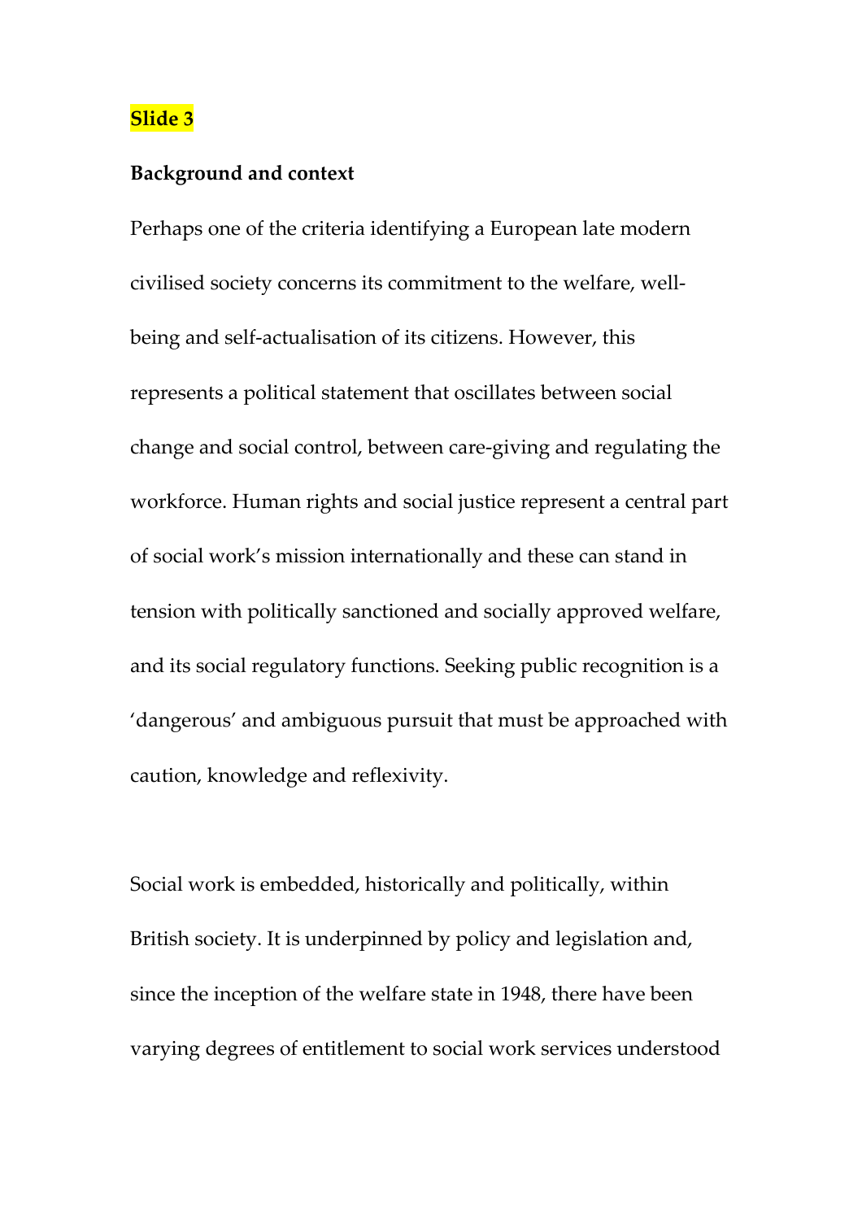**Slide 3**

**Background and context**

Perhaps one of the criteria identifying a European late modern civilised society concerns its commitment to the welfare, well-being and self-actualisation of its citizens. However, this represents a political statement that oscillates between social change and social control, between care-giving and regulating the workforce. Human rights and social justice represent a central part of social work's mission internationally and these can stand in tension with politically sanctioned and socially approved welfare, and its social regulatory functions. Seeking public recognition is a 'dangerous' and ambiguous pursuit that must be approached with caution, knowledge and reflexivity.

Social work is embedded, historically and politically, within British society. It is underpinned by policy and legislation and, since the inception of the welfare state in 1948, there have been varying degrees of entitlement to social work services understood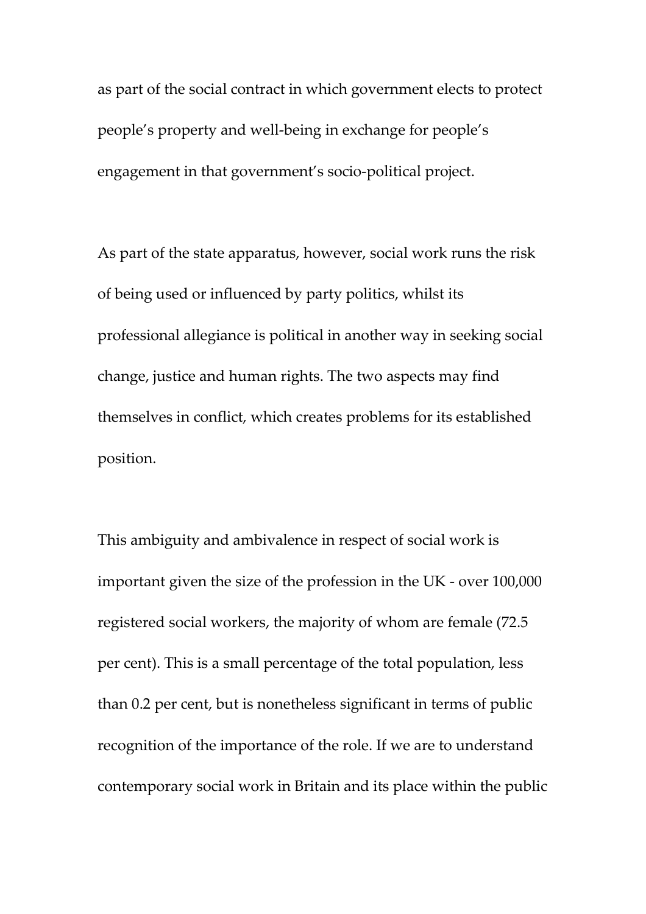as part of the social contract in which government elects to protect people's property and well-being in exchange for people's engagement in that government's socio-political project.

As part of the state apparatus, however, social work runs the risk of being used or influenced by party politics, whilst its professional allegiance is political in another way in seeking social change, justice and human rights. The two aspects may find themselves in conflict, which creates problems for its established position.

This ambiguity and ambivalence in respect of social work is important given the size of the profession in the UK - over 100,000 registered social workers, the majority of whom are female (72.5 per cent). This is a small percentage of the total population, less than 0.2 per cent, but is nonetheless significant in terms of public recognition of the importance of the role. If we are to understand contemporary social work in Britain and its place within the public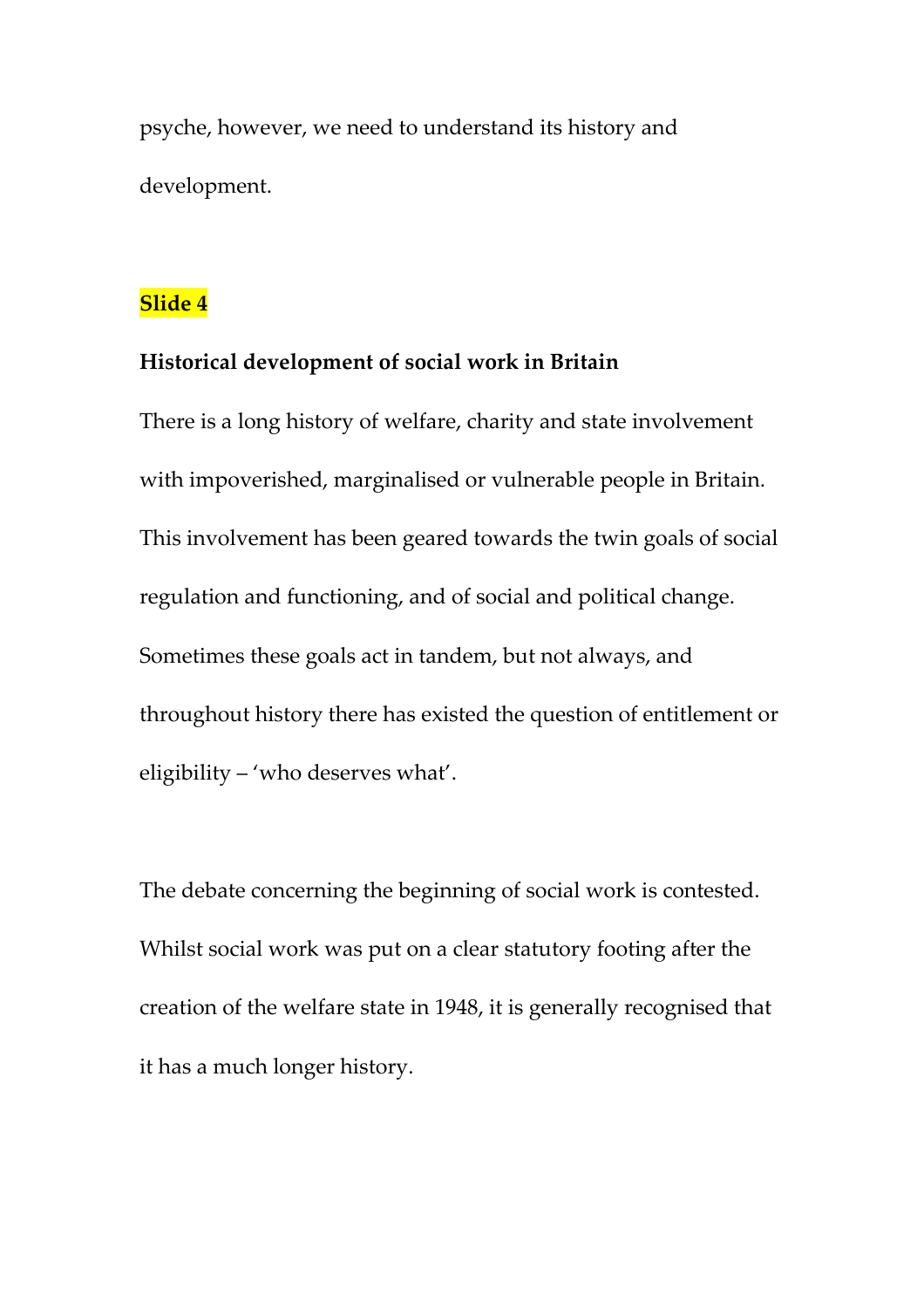psyche, however, we need to understand its history and development.

**Slide 4**

**Historical development of social work in Britain**

There is a long history of welfare, charity and state involvement with impoverished, marginalised or vulnerable people in Britain. This involvement has been geared towards the twin goals of social regulation and functioning, and of social and political change. Sometimes these goals act in tandem, but not always, and throughout history there has existed the question of entitlement or eligibility – 'who deserves what'.

The debate concerning the beginning of social work is contested. Whilst social work was put on a clear statutory footing after the creation of the welfare state in 1948, it is generally recognised that it has a much longer history.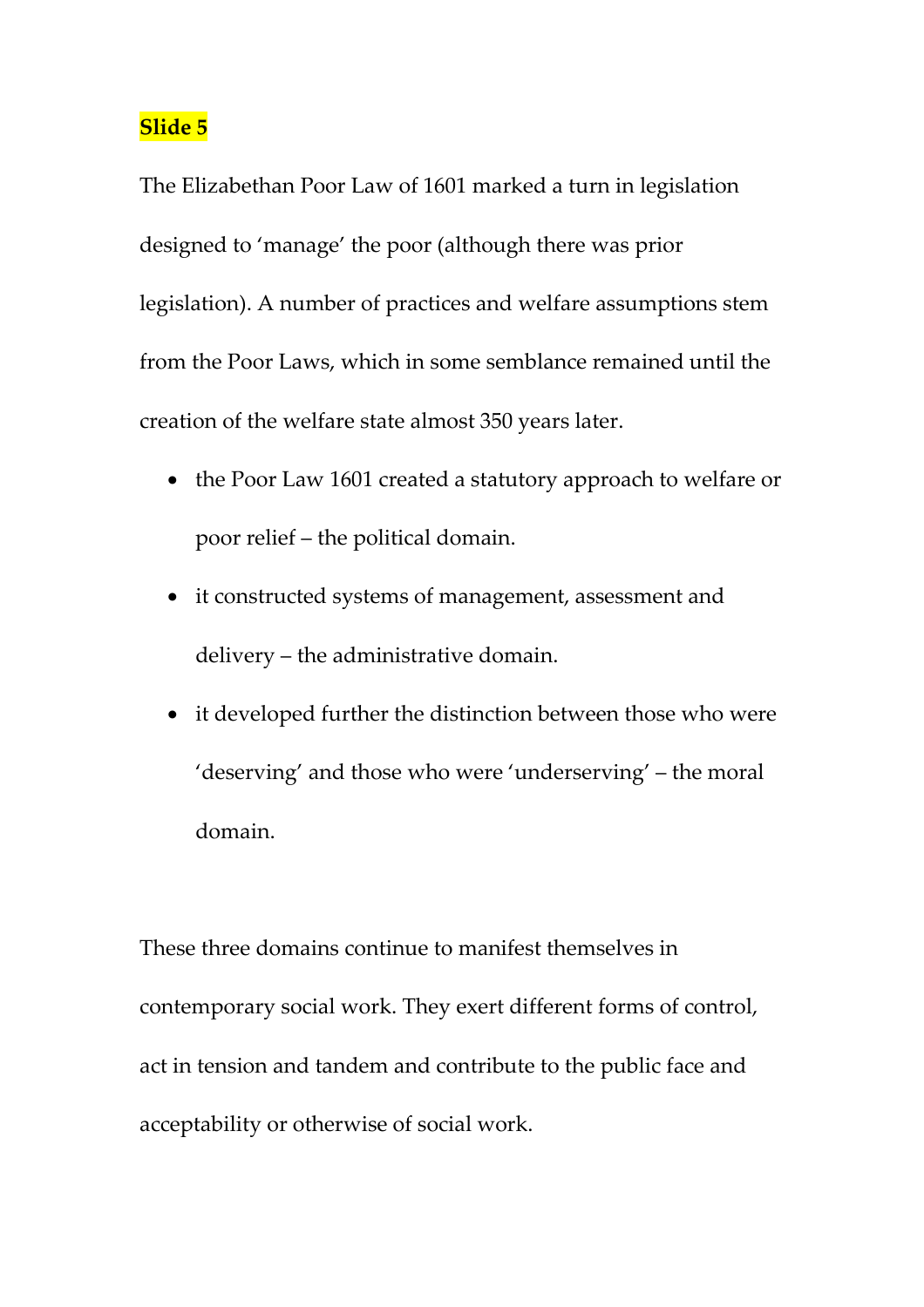**Slide 5**

The Elizabethan Poor Law of 1601 marked a turn in legislation designed to 'manage' the poor (although there was prior legislation). A number of practices and welfare assumptions stem from the Poor Laws, which in some semblance remained until the creation of the welfare state almost 350 years later.

- the Poor Law 1601 created a statutory approach to welfare or poor relief – the political domain.
- it constructed systems of management, assessment and delivery – the administrative domain.
- it developed further the distinction between those who were 'deserving' and those who were 'underserving' – the moral domain.

These three domains continue to manifest themselves in contemporary social work. They exert different forms of control, act in tension and tandem and contribute to the public face and acceptability or otherwise of social work.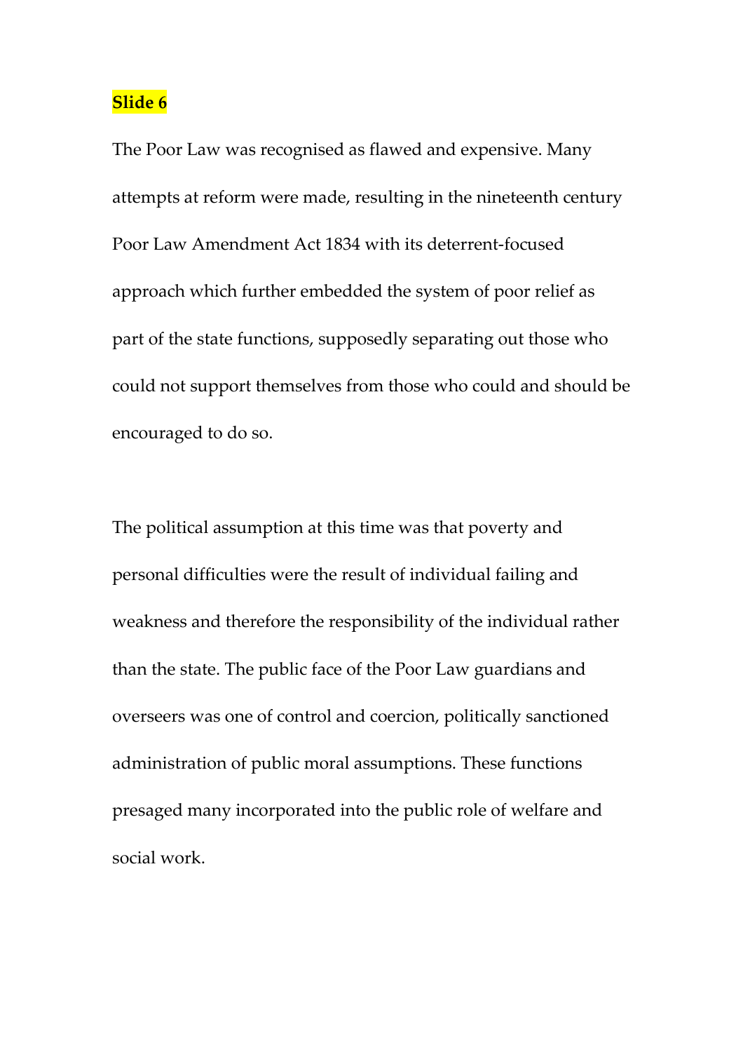**Slide 6**

The Poor Law was recognised as flawed and expensive. Many attempts at reform were made, resulting in the nineteenth century Poor Law Amendment Act 1834 with its deterrent-focused approach which further embedded the system of poor relief as part of the state functions, supposedly separating out those who could not support themselves from those who could and should be encouraged to do so.

The political assumption at this time was that poverty and personal difficulties were the result of individual failing and weakness and therefore the responsibility of the individual rather than the state. The public face of the Poor Law guardians and overseers was one of control and coercion, politically sanctioned administration of public moral assumptions. These functions presaged many incorporated into the public role of welfare and social work.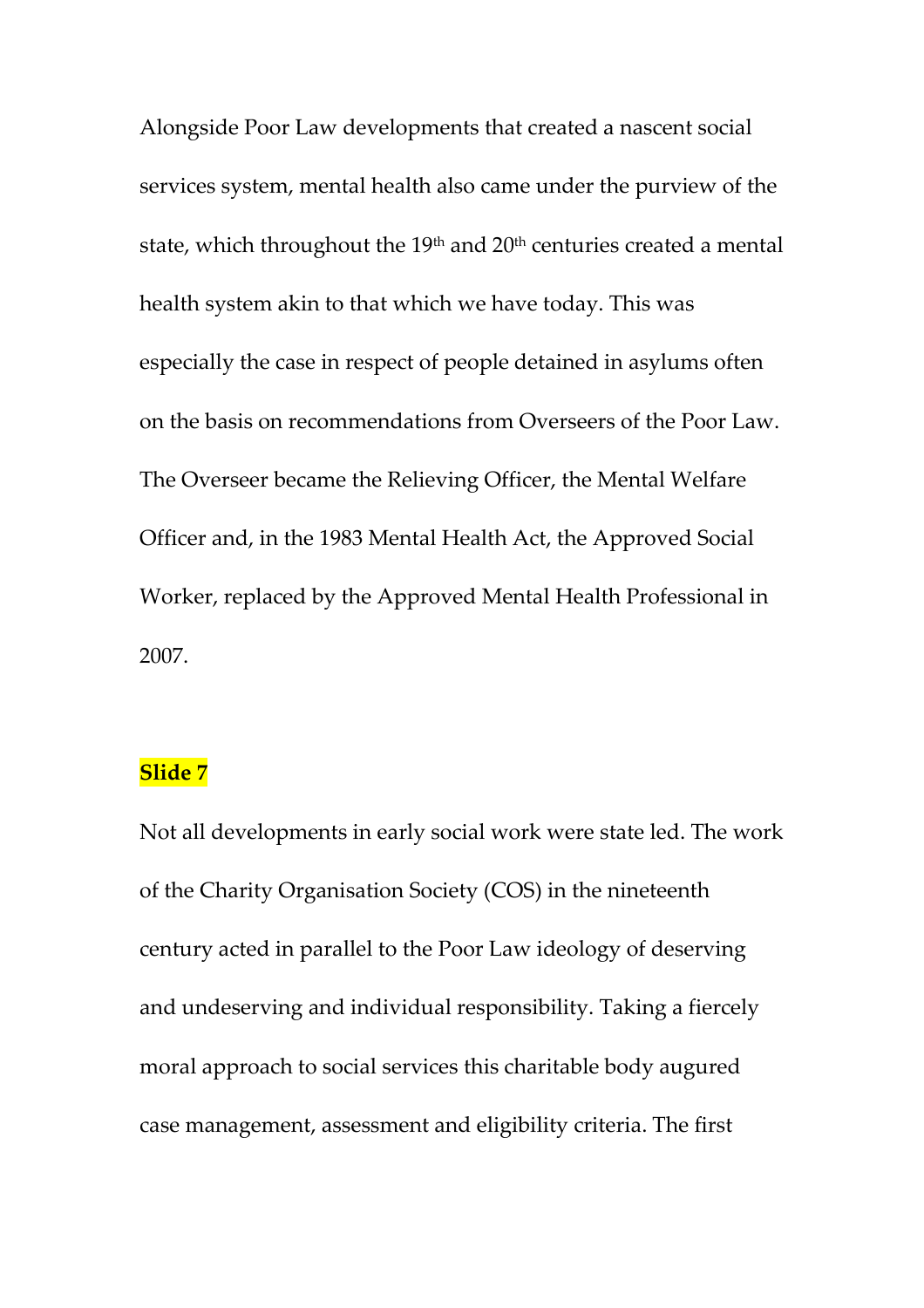Alongside Poor Law developments that created a nascent social services system, mental health also came under the purview of the state, which throughout the 19th and 20th centuries created a mental health system akin to that which we have today. This was especially the case in respect of people detained in asylums often on the basis on recommendations from Overseers of the Poor Law. The Overseer became the Relieving Officer, the Mental Welfare Officer and, in the 1983 Mental Health Act, the Approved Social Worker, replaced by the Approved Mental Health Professional in 2007.

**Slide 7**

Not all developments in early social work were state led. The work of the Charity Organisation Society (COS) in the nineteenth century acted in parallel to the Poor Law ideology of deserving and undeserving and individual responsibility. Taking a fiercely moral approach to social services this charitable body augured case management, assessment and eligibility criteria. The first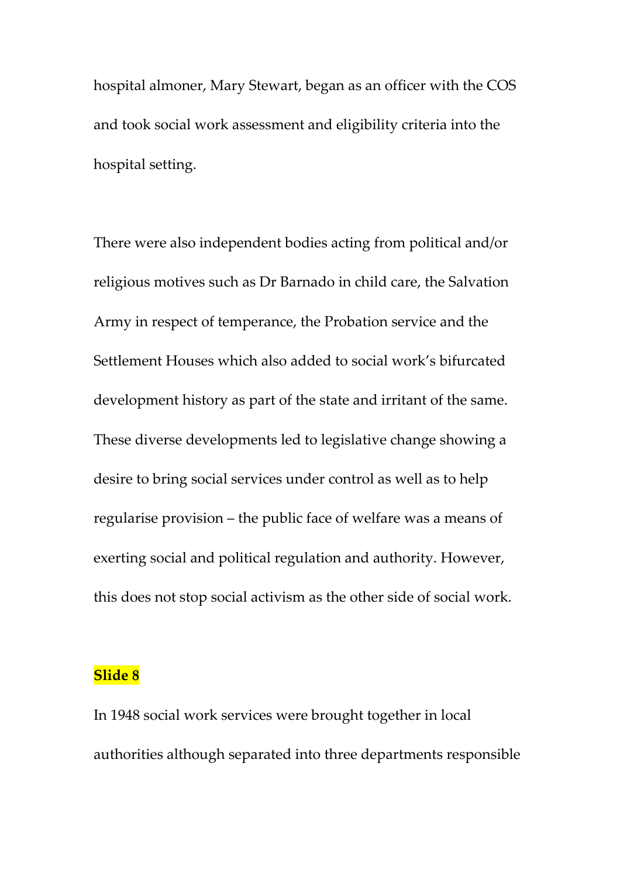hospital almoner, Mary Stewart, began as an officer with the COS and took social work assessment and eligibility criteria into the hospital setting.

There were also independent bodies acting from political and/or religious motives such as Dr Barnado in child care, the Salvation Army in respect of temperance, the Probation service and the Settlement Houses which also added to social work's bifurcated development history as part of the state and irritant of the same. These diverse developments led to legislative change showing a desire to bring social services under control as well as to help regularise provision – the public face of welfare was a means of exerting social and political regulation and authority. However, this does not stop social activism as the other side of social work.

**Slide 8**

In 1948 social work services were brought together in local authorities although separated into three departments responsible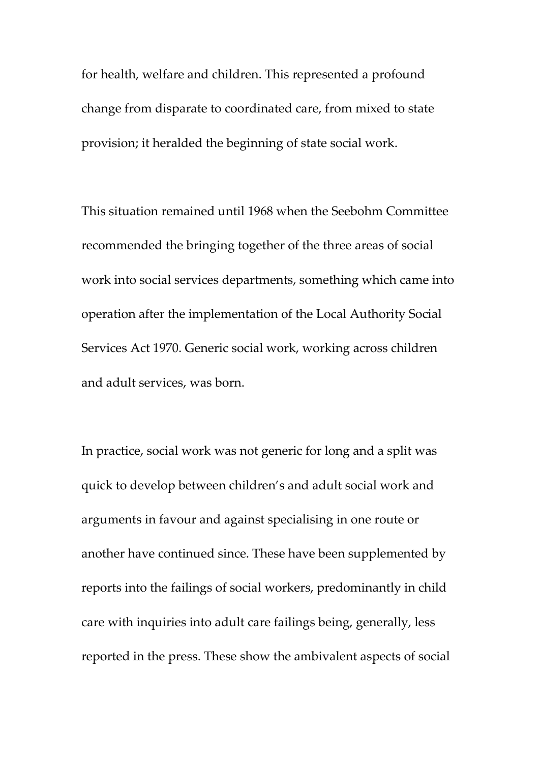for health, welfare and children. This represented a profound change from disparate to coordinated care, from mixed to state provision; it heralded the beginning of state social work.

This situation remained until 1968 when the Seebohm Committee recommended the bringing together of the three areas of social work into social services departments, something which came into operation after the implementation of the Local Authority Social Services Act 1970. Generic social work, working across children and adult services, was born.

In practice, social work was not generic for long and a split was quick to develop between children's and adult social work and arguments in favour and against specialising in one route or another have continued since. These have been supplemented by reports into the failings of social workers, predominantly in child care with inquiries into adult care failings being, generally, less reported in the press. These show the ambivalent aspects of social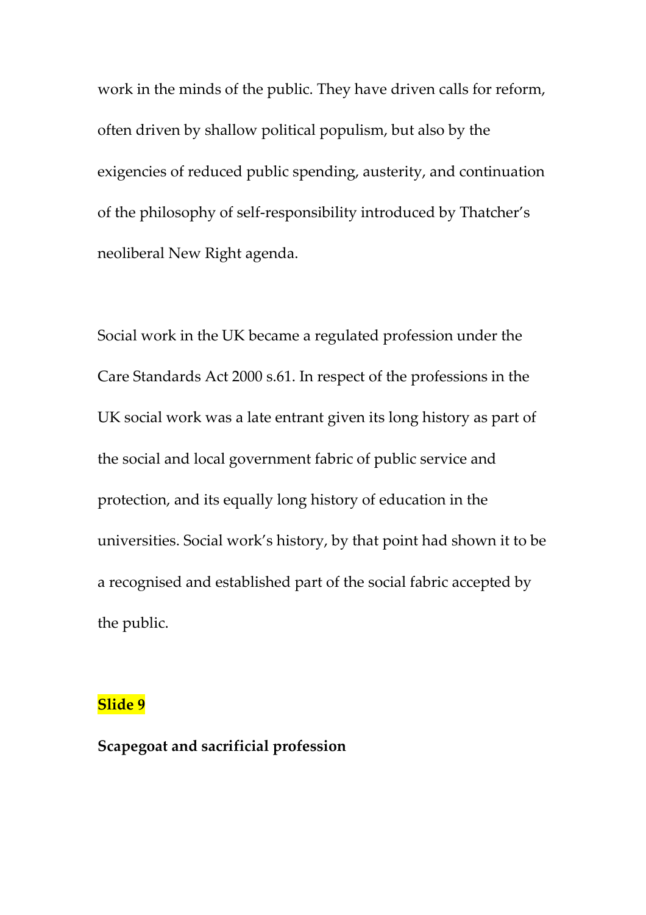work in the minds of the public. They have driven calls for reform, often driven by shallow political populism, but also by the exigencies of reduced public spending, austerity, and continuation of the philosophy of self-responsibility introduced by Thatcher's neoliberal New Right agenda.

Social work in the UK became a regulated profession under the Care Standards Act 2000 s.61. In respect of the professions in the UK social work was a late entrant given its long history as part of the social and local government fabric of public service and protection, and its equally long history of education in the universities. Social work's history, by that point had shown it to be a recognised and established part of the social fabric accepted by the public.

**Slide 9**

**Scapegoat and sacrificial profession**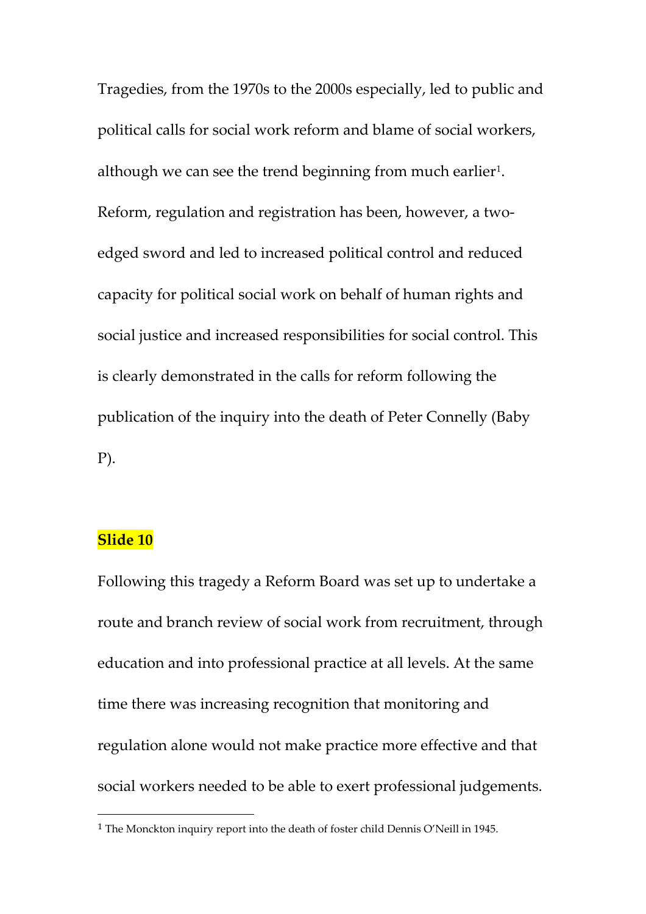Tragedies, from the 1970s to the 2000s especially, led to public and political calls for social work reform and blame of social workers, although we can see the trend beginning from much earlier[1]. Reform, regulation and registration has been, however, a two-edged sword and led to increased political control and reduced capacity for political social work on behalf of human rights and social justice and increased responsibilities for social control. This is clearly demonstrated in the calls for reform following the publication of the inquiry into the death of Peter Connelly (Baby P).

**Slide 10**

Following this tragedy a Reform Board was set up to undertake a route and branch review of social work from recruitment, through education and into professional practice at all levels. At the same time there was increasing recognition that monitoring and regulation alone would not make practice more effective and that social workers needed to be able to exert professional judgements.

[1] The Monckton inquiry report into the death of foster child Dennis O'Neill in 1945.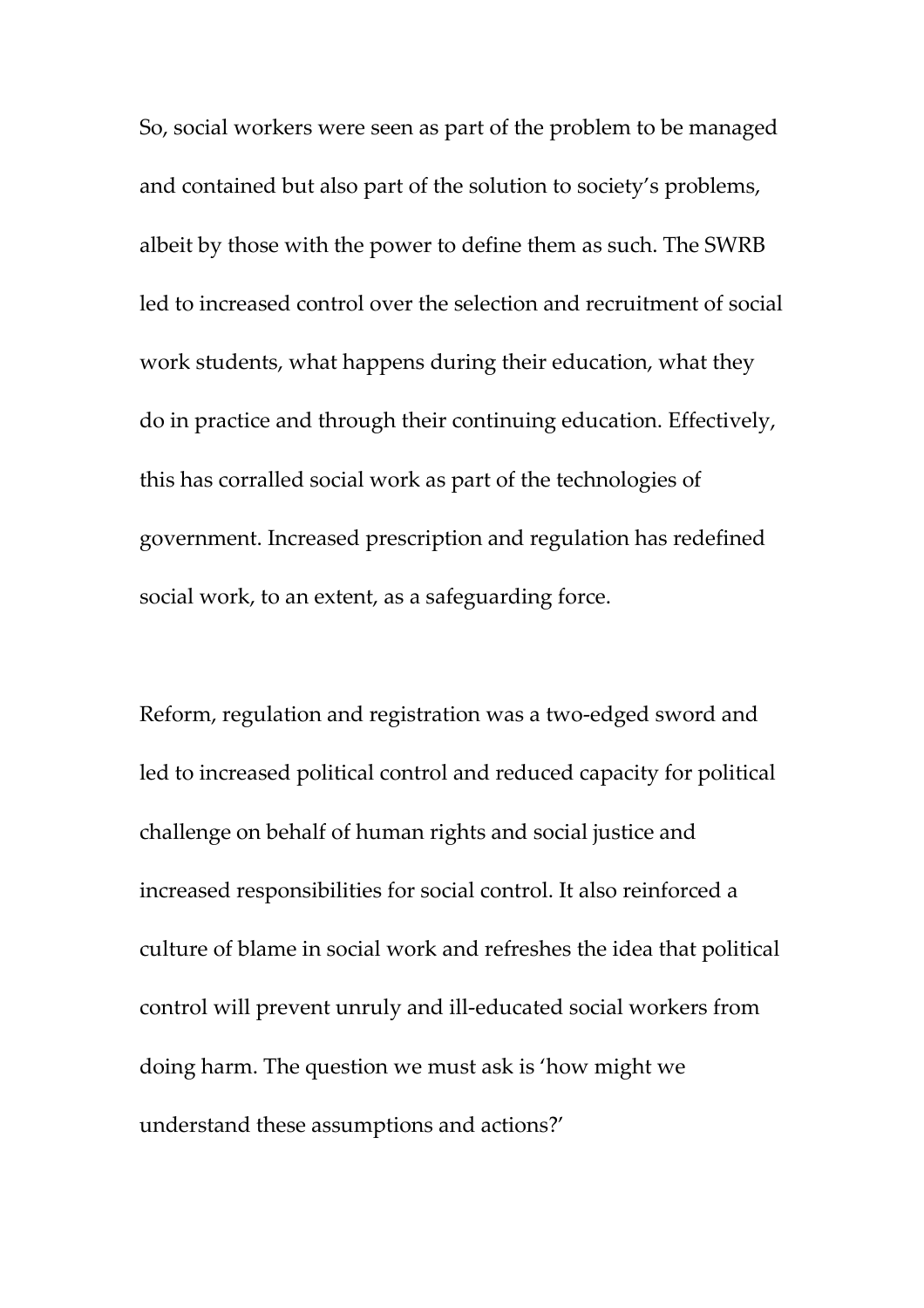So, social workers were seen as part of the problem to be managed and contained but also part of the solution to society's problems, albeit by those with the power to define them as such. The SWRB led to increased control over the selection and recruitment of social work students, what happens during their education, what they do in practice and through their continuing education. Effectively, this has corralled social work as part of the technologies of government. Increased prescription and regulation has redefined social work, to an extent, as a safeguarding force.

Reform, regulation and registration was a two-edged sword and led to increased political control and reduced capacity for political challenge on behalf of human rights and social justice and increased responsibilities for social control. It also reinforced a culture of blame in social work and refreshes the idea that political control will prevent unruly and ill-educated social workers from doing harm. The question we must ask is 'how might we understand these assumptions and actions?'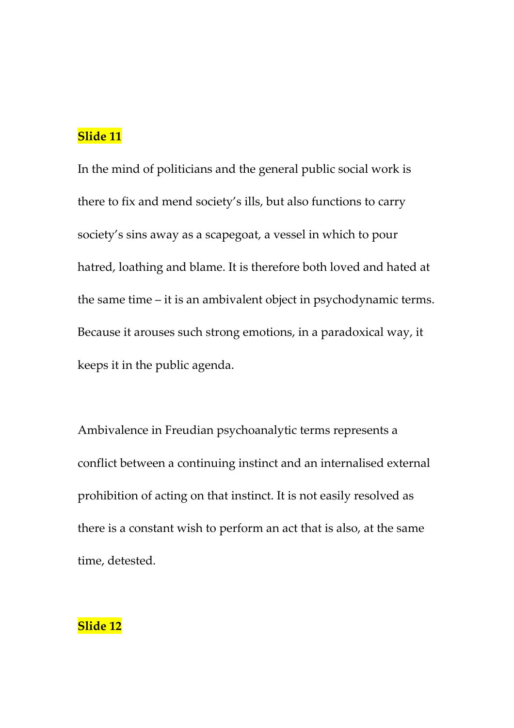**Slide 11**

In the mind of politicians and the general public social work is there to fix and mend society's ills, but also functions to carry society's sins away as a scapegoat, a vessel in which to pour hatred, loathing and blame. It is therefore both loved and hated at the same time – it is an ambivalent object in psychodynamic terms. Because it arouses such strong emotions, in a paradoxical way, it keeps it in the public agenda.

Ambivalence in Freudian psychoanalytic terms represents a conflict between a continuing instinct and an internalised external prohibition of acting on that instinct. It is not easily resolved as there is a constant wish to perform an act that is also, at the same time, detested.

**Slide 12**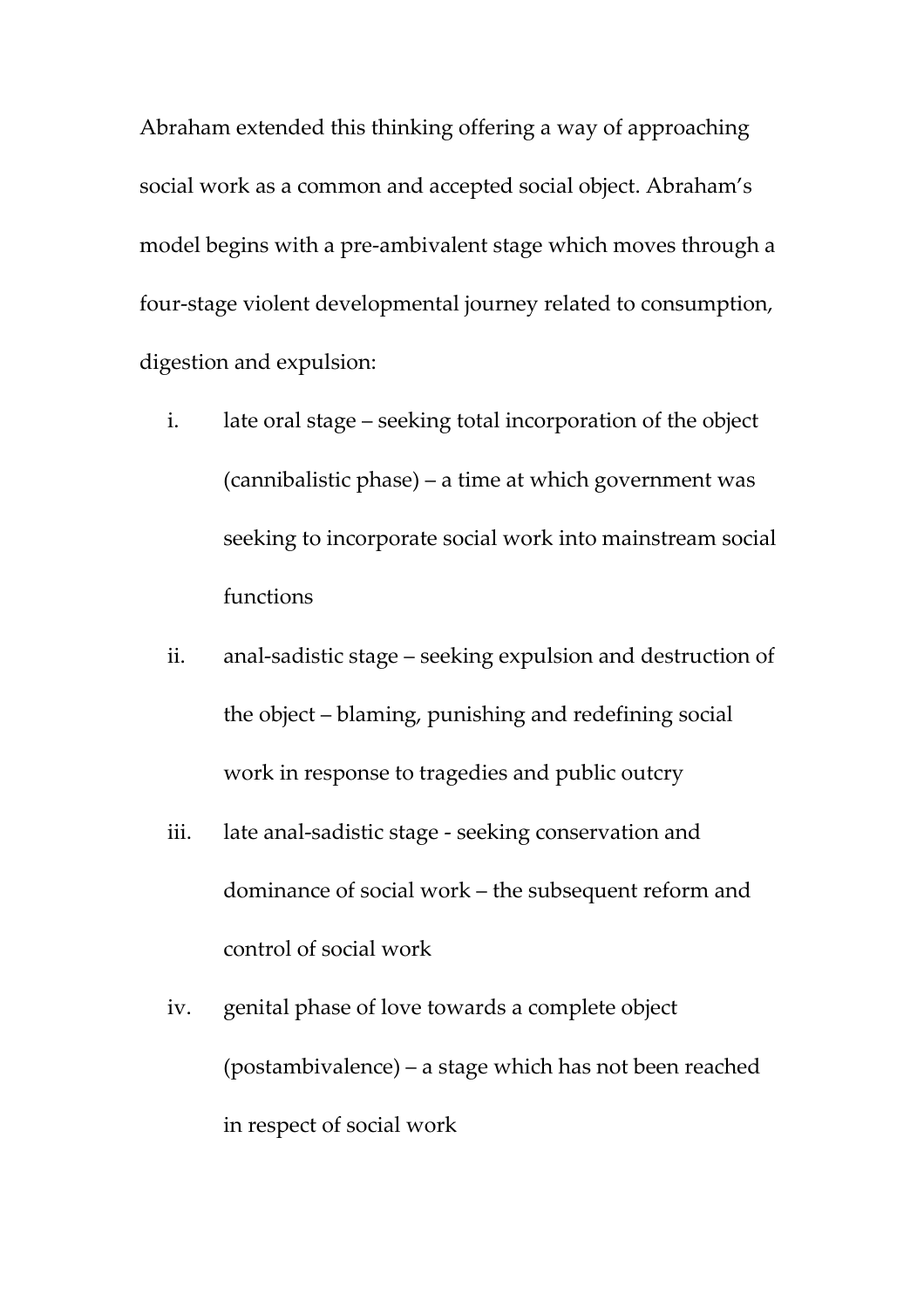Abraham extended this thinking offering a way of approaching social work as a common and accepted social object. Abraham's model begins with a pre-ambivalent stage which moves through a four-stage violent developmental journey related to consumption, digestion and expulsion:

i. late oral stage – seeking total incorporation of the object (cannibalistic phase) – a time at which government was seeking to incorporate social work into mainstream social functions

ii. anal-sadistic stage – seeking expulsion and destruction of the object – blaming, punishing and redefining social work in response to tragedies and public outcry

iii. late anal-sadistic stage - seeking conservation and dominance of social work – the subsequent reform and control of social work

iv. genital phase of love towards a complete object (postambivalence) – a stage which has not been reached in respect of social work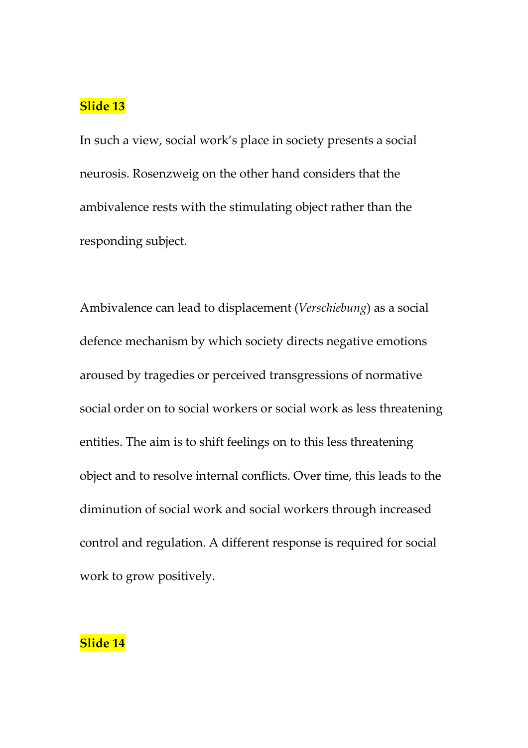**Slide 13**

In such a view, social work's place in society presents a social neurosis. Rosenzweig on the other hand considers that the ambivalence rests with the stimulating object rather than the responding subject.

Ambivalence can lead to displacement (*Verschiebung*) as a social defence mechanism by which society directs negative emotions aroused by tragedies or perceived transgressions of normative social order on to social workers or social work as less threatening entities. The aim is to shift feelings on to this less threatening object and to resolve internal conflicts. Over time, this leads to the diminution of social work and social workers through increased control and regulation. A different response is required for social work to grow positively.

**Slide 14**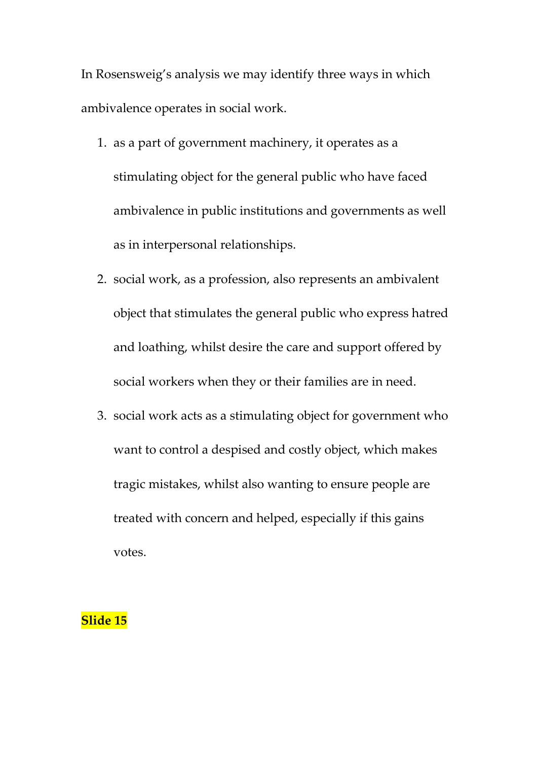In Rosensweig's analysis we may identify three ways in which ambivalence operates in social work.

1. as a part of government machinery, it operates as a stimulating object for the general public who have faced ambivalence in public institutions and governments as well as in interpersonal relationships.
2. social work, as a profession, also represents an ambivalent object that stimulates the general public who express hatred and loathing, whilst desire the care and support offered by social workers when they or their families are in need.
3. social work acts as a stimulating object for government who want to control a despised and costly object, which makes tragic mistakes, whilst also wanting to ensure people are treated with concern and helped, especially if this gains votes.

**Slide 15**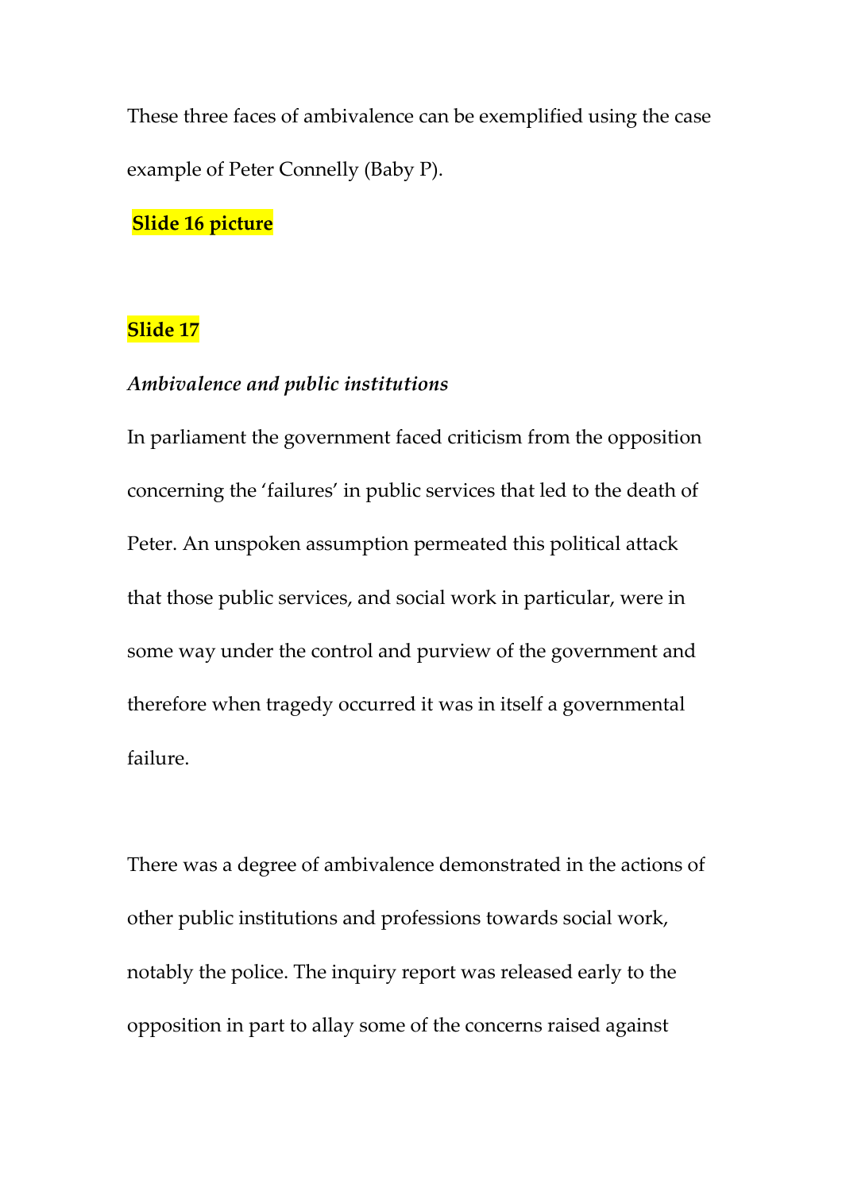These three faces of ambivalence can be exemplified using the case example of Peter Connelly (Baby P).

**Slide 16 picture**

**Slide 17**

***Ambivalence and public institutions***

In parliament the government faced criticism from the opposition concerning the 'failures' in public services that led to the death of Peter. An unspoken assumption permeated this political attack that those public services, and social work in particular, were in some way under the control and purview of the government and therefore when tragedy occurred it was in itself a governmental failure.

There was a degree of ambivalence demonstrated in the actions of other public institutions and professions towards social work, notably the police. The inquiry report was released early to the opposition in part to allay some of the concerns raised against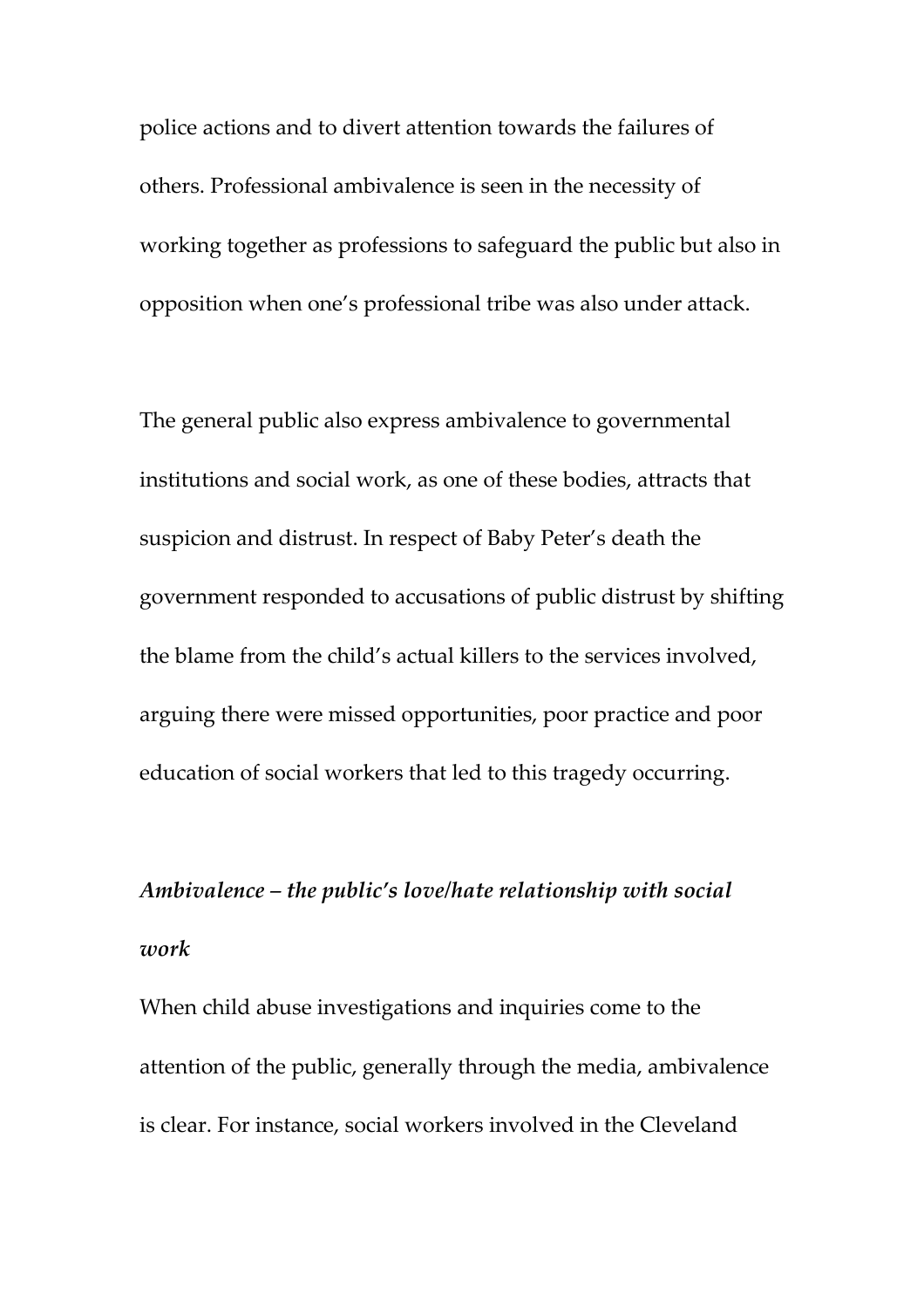police actions and to divert attention towards the failures of others. Professional ambivalence is seen in the necessity of working together as professions to safeguard the public but also in opposition when one's professional tribe was also under attack.

The general public also express ambivalence to governmental institutions and social work, as one of these bodies, attracts that suspicion and distrust. In respect of Baby Peter's death the government responded to accusations of public distrust by shifting the blame from the child's actual killers to the services involved, arguing there were missed opportunities, poor practice and poor education of social workers that led to this tragedy occurring.

***Ambivalence – the public's love/hate relationship with social work***

When child abuse investigations and inquiries come to the attention of the public, generally through the media, ambivalence is clear. For instance, social workers involved in the Cleveland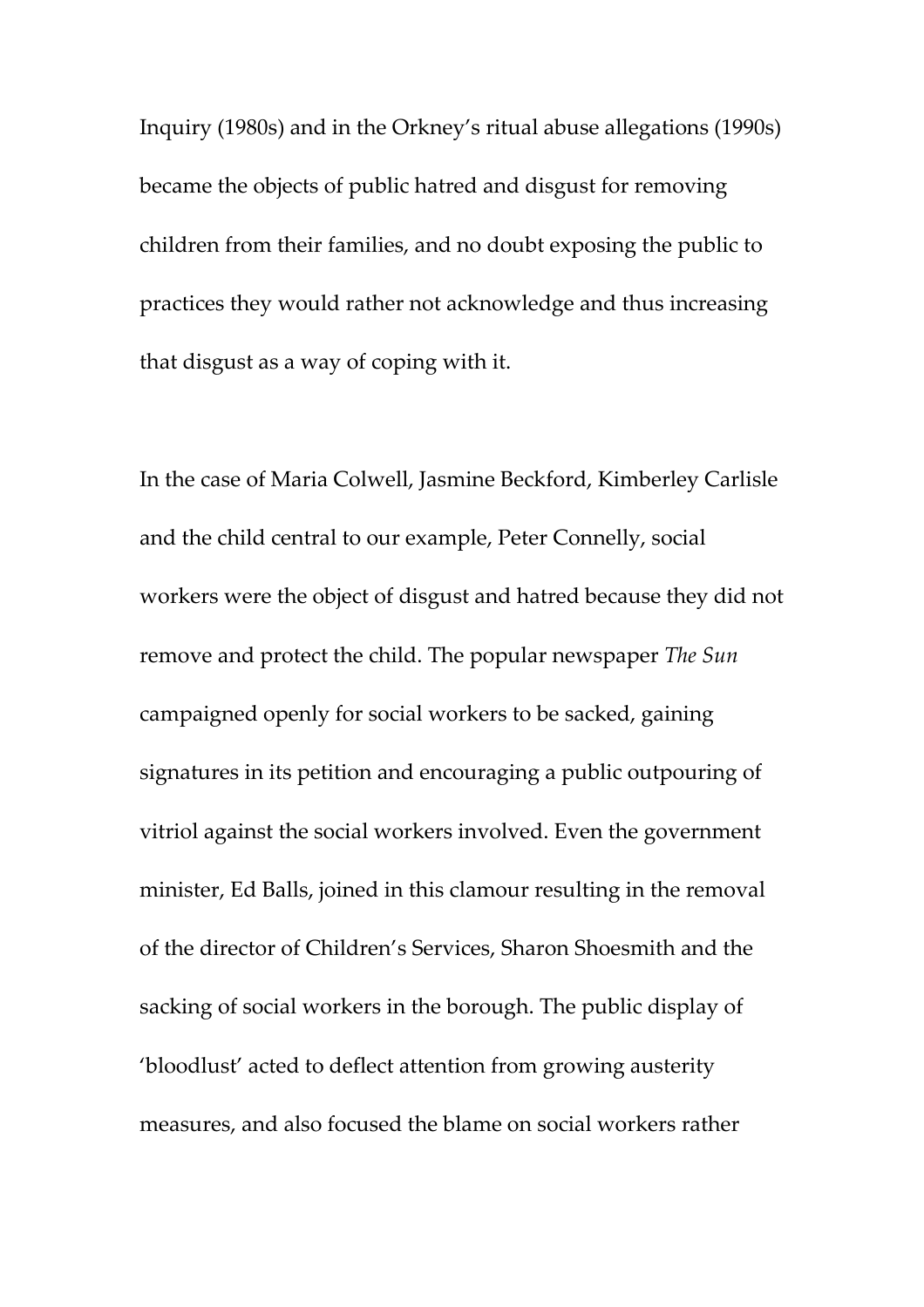Inquiry (1980s) and in the Orkney's ritual abuse allegations (1990s) became the objects of public hatred and disgust for removing children from their families, and no doubt exposing the public to practices they would rather not acknowledge and thus increasing that disgust as a way of coping with it.

In the case of Maria Colwell, Jasmine Beckford, Kimberley Carlisle and the child central to our example, Peter Connelly, social workers were the object of disgust and hatred because they did not remove and protect the child. The popular newspaper *The Sun* campaigned openly for social workers to be sacked, gaining signatures in its petition and encouraging a public outpouring of vitriol against the social workers involved. Even the government minister, Ed Balls, joined in this clamour resulting in the removal of the director of Children's Services, Sharon Shoesmith and the sacking of social workers in the borough. The public display of 'bloodlust' acted to deflect attention from growing austerity measures, and also focused the blame on social workers rather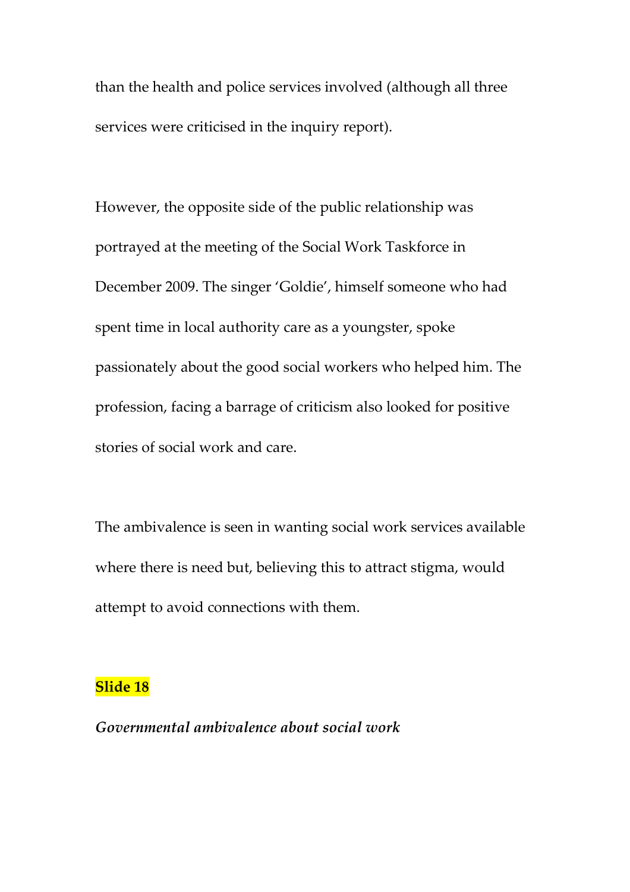than the health and police services involved (although all three services were criticised in the inquiry report).

However, the opposite side of the public relationship was portrayed at the meeting of the Social Work Taskforce in December 2009. The singer 'Goldie', himself someone who had spent time in local authority care as a youngster, spoke passionately about the good social workers who helped him. The profession, facing a barrage of criticism also looked for positive stories of social work and care.

The ambivalence is seen in wanting social work services available where there is need but, believing this to attract stigma, would attempt to avoid connections with them.

**Slide 18**

***Governmental ambivalence about social work***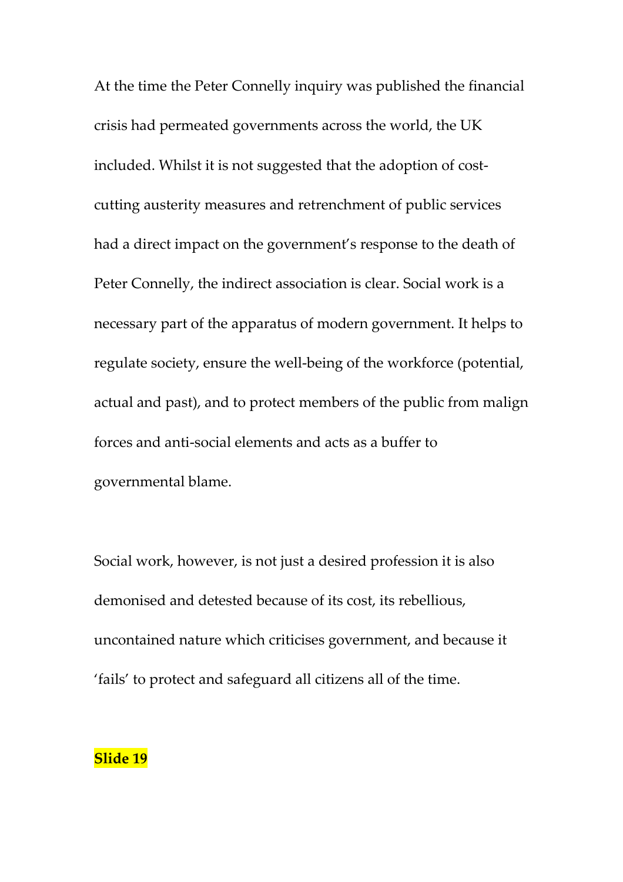At the time the Peter Connelly inquiry was published the financial crisis had permeated governments across the world, the UK included. Whilst it is not suggested that the adoption of cost-cutting austerity measures and retrenchment of public services had a direct impact on the government's response to the death of Peter Connelly, the indirect association is clear. Social work is a necessary part of the apparatus of modern government. It helps to regulate society, ensure the well-being of the workforce (potential, actual and past), and to protect members of the public from malign forces and anti-social elements and acts as a buffer to governmental blame.

Social work, however, is not just a desired profession it is also demonised and detested because of its cost, its rebellious, uncontained nature which criticises government, and because it 'fails' to protect and safeguard all citizens all of the time.

**Slide 19**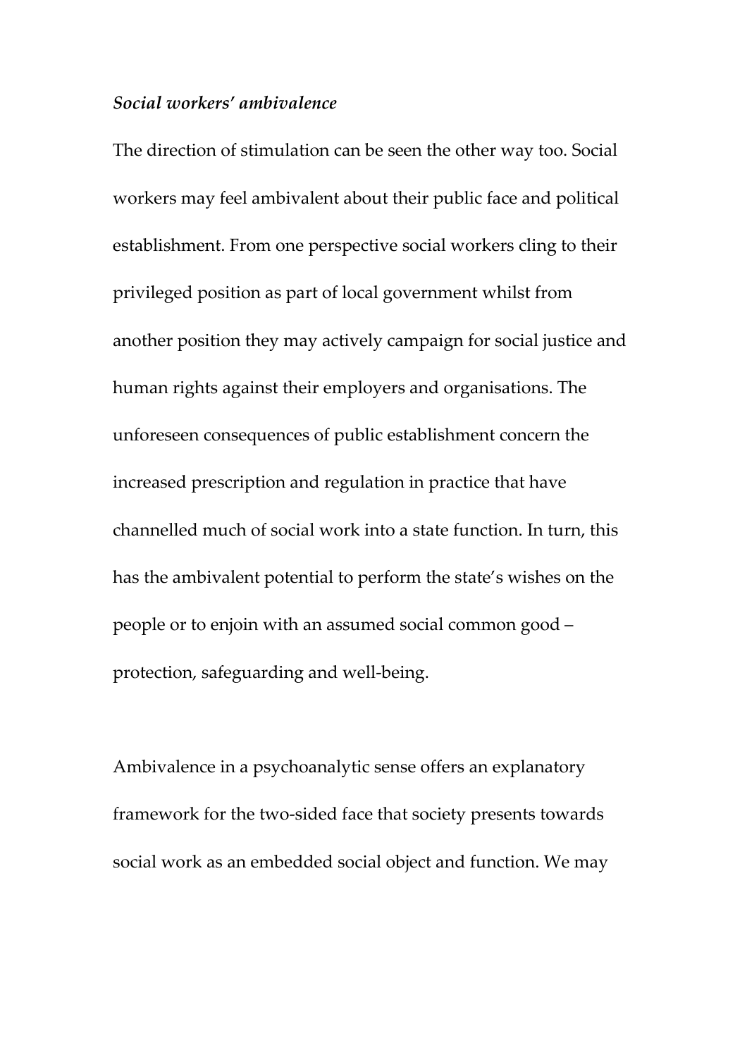### *Social workers' ambivalence*

The direction of stimulation can be seen the other way too. Social workers may feel ambivalent about their public face and political establishment. From one perspective social workers cling to their privileged position as part of local government whilst from another position they may actively campaign for social justice and human rights against their employers and organisations. The unforeseen consequences of public establishment concern the increased prescription and regulation in practice that have channelled much of social work into a state function. In turn, this has the ambivalent potential to perform the state's wishes on the people or to enjoin with an assumed social common good – protection, safeguarding and well-being.

Ambivalence in a psychoanalytic sense offers an explanatory framework for the two-sided face that society presents towards social work as an embedded social object and function. We may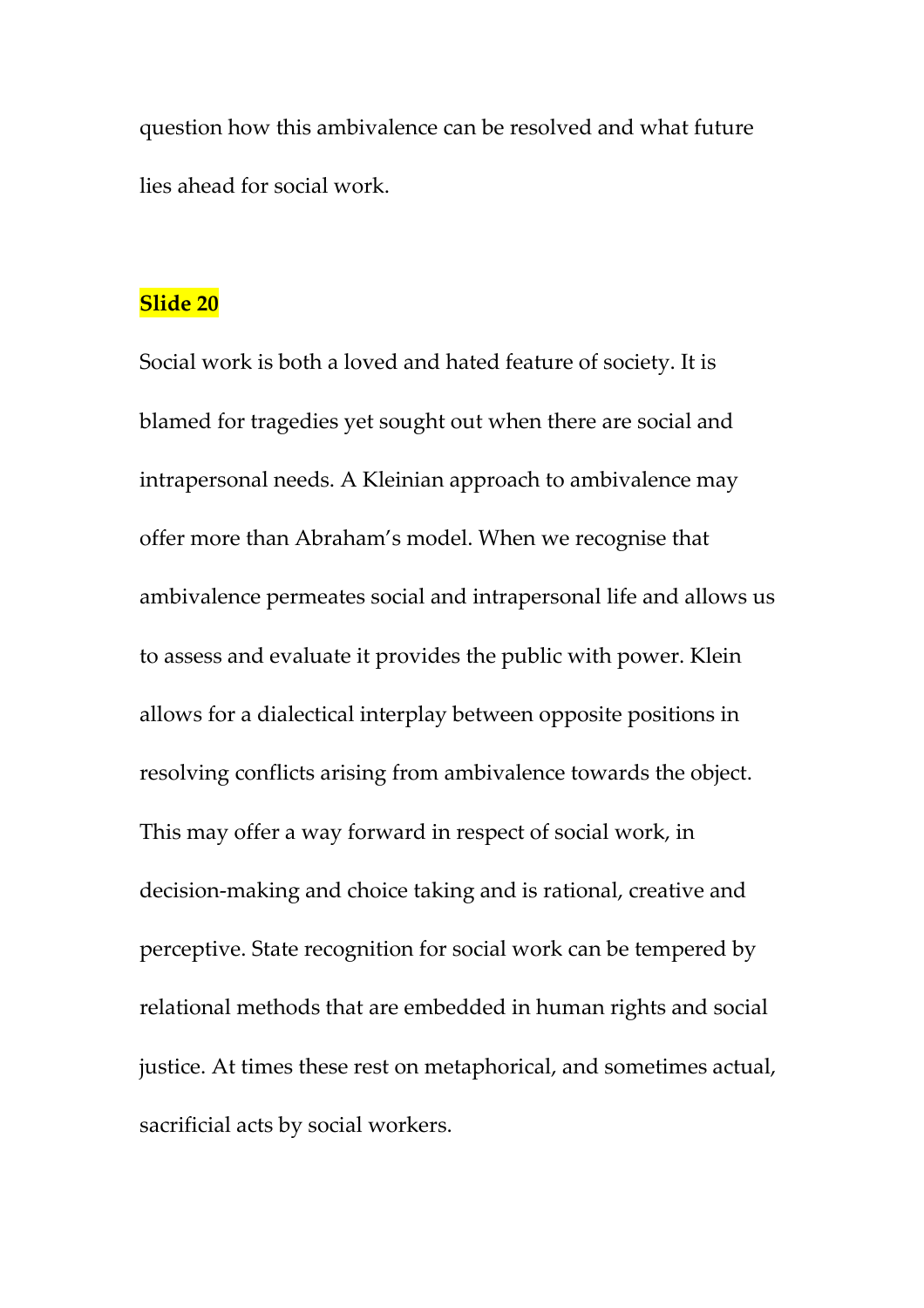question how this ambivalence can be resolved and what future lies ahead for social work.

**Slide 20**

Social work is both a loved and hated feature of society. It is blamed for tragedies yet sought out when there are social and intrapersonal needs. A Kleinian approach to ambivalence may offer more than Abraham's model. When we recognise that ambivalence permeates social and intrapersonal life and allows us to assess and evaluate it provides the public with power. Klein allows for a dialectical interplay between opposite positions in resolving conflicts arising from ambivalence towards the object. This may offer a way forward in respect of social work, in decision-making and choice taking and is rational, creative and perceptive. State recognition for social work can be tempered by relational methods that are embedded in human rights and social justice. At times these rest on metaphorical, and sometimes actual, sacrificial acts by social workers.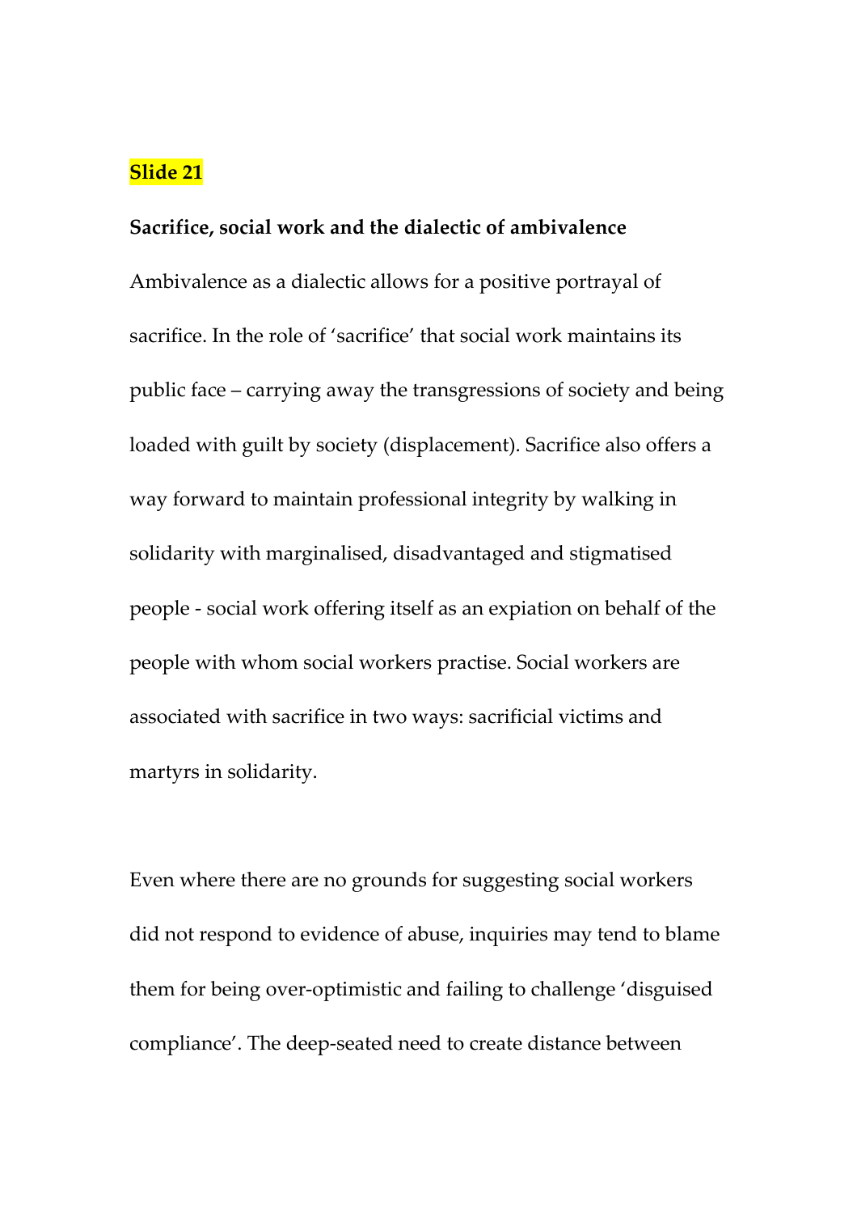**Slide 21**

**Sacrifice, social work and the dialectic of ambivalence**

Ambivalence as a dialectic allows for a positive portrayal of sacrifice. In the role of 'sacrifice' that social work maintains its public face – carrying away the transgressions of society and being loaded with guilt by society (displacement). Sacrifice also offers a way forward to maintain professional integrity by walking in solidarity with marginalised, disadvantaged and stigmatised people - social work offering itself as an expiation on behalf of the people with whom social workers practise. Social workers are associated with sacrifice in two ways: sacrificial victims and martyrs in solidarity.

Even where there are no grounds for suggesting social workers did not respond to evidence of abuse, inquiries may tend to blame them for being over-optimistic and failing to challenge 'disguised compliance'. The deep-seated need to create distance between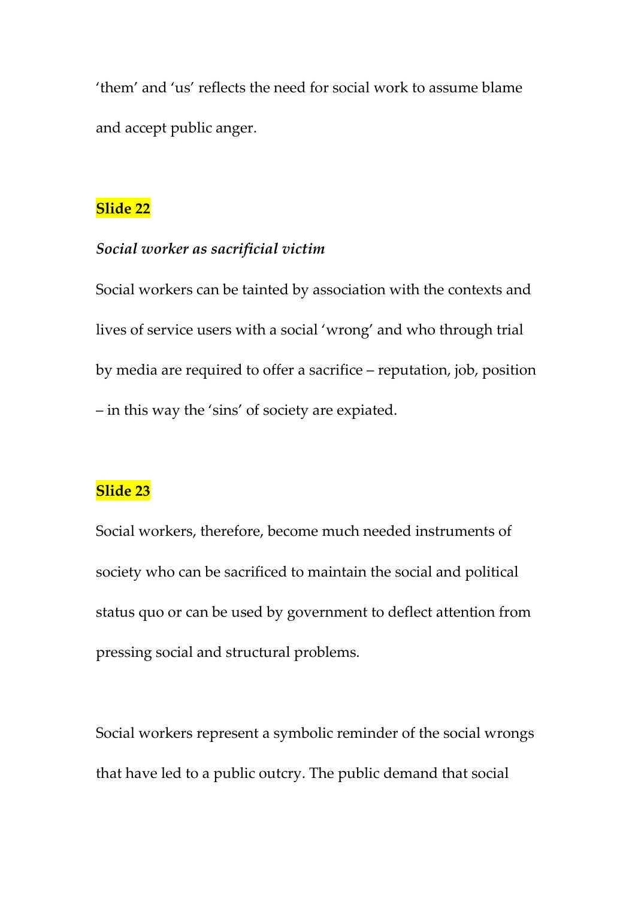'them' and 'us' reflects the need for social work to assume blame and accept public anger.

**Slide 22**

***Social worker as sacrificial victim***

Social workers can be tainted by association with the contexts and lives of service users with a social 'wrong' and who through trial by media are required to offer a sacrifice – reputation, job, position – in this way the 'sins' of society are expiated.

**Slide 23**

Social workers, therefore, become much needed instruments of society who can be sacrificed to maintain the social and political status quo or can be used by government to deflect attention from pressing social and structural problems.

Social workers represent a symbolic reminder of the social wrongs that have led to a public outcry. The public demand that social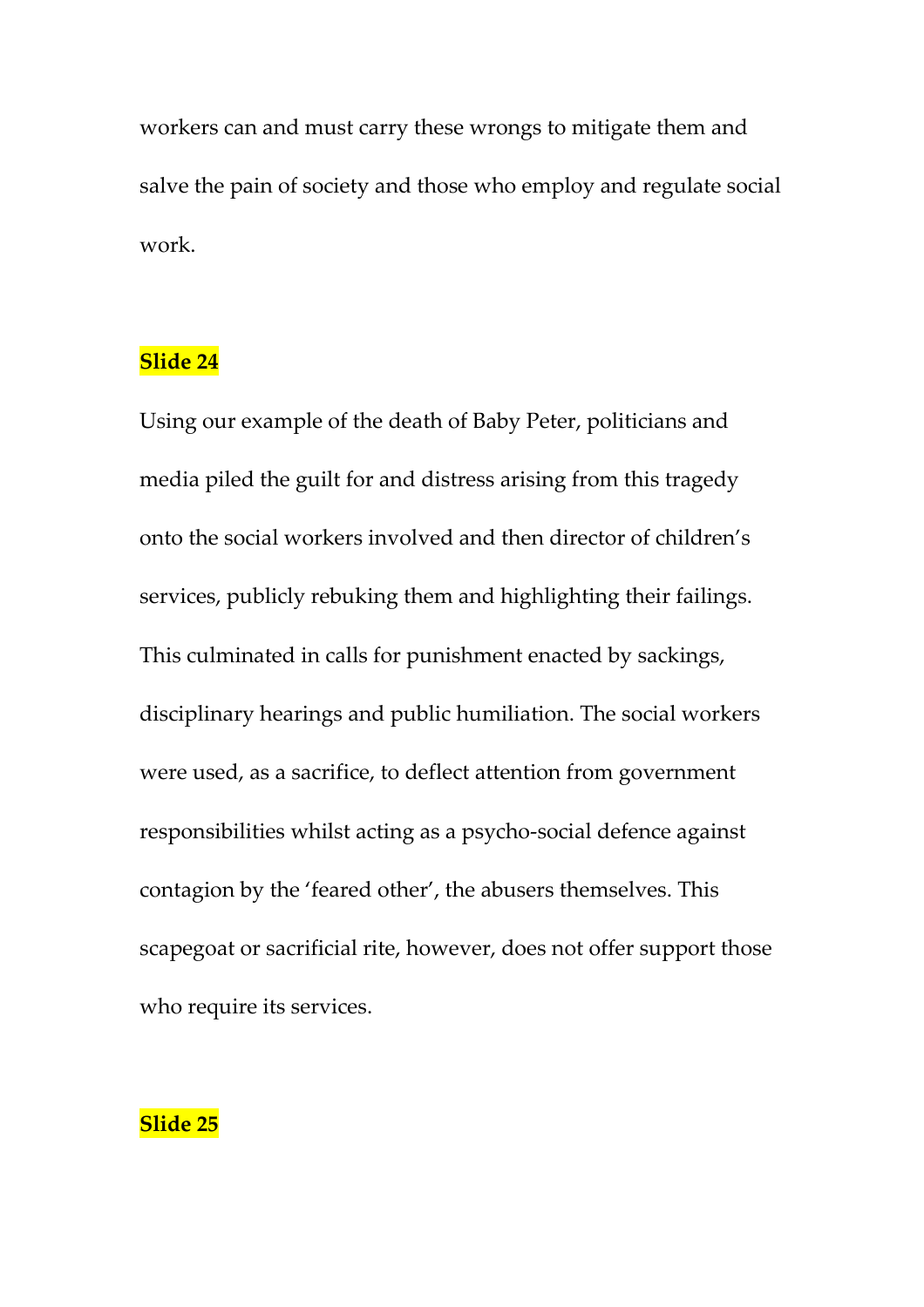workers can and must carry these wrongs to mitigate them and salve the pain of society and those who employ and regulate social work.

**Slide 24**

Using our example of the death of Baby Peter, politicians and media piled the guilt for and distress arising from this tragedy onto the social workers involved and then director of children's services, publicly rebuking them and highlighting their failings. This culminated in calls for punishment enacted by sackings, disciplinary hearings and public humiliation. The social workers were used, as a sacrifice, to deflect attention from government responsibilities whilst acting as a psycho-social defence against contagion by the 'feared other', the abusers themselves. This scapegoat or sacrificial rite, however, does not offer support those who require its services.

**Slide 25**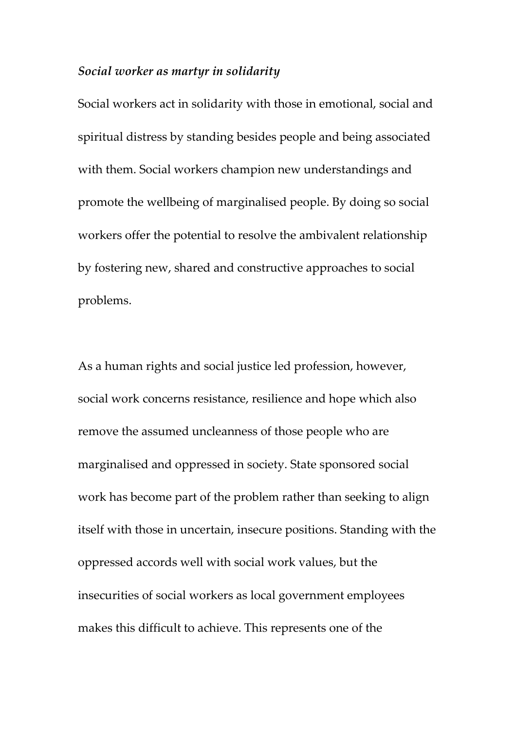*Social worker as martyr in solidarity*

Social workers act in solidarity with those in emotional, social and spiritual distress by standing besides people and being associated with them. Social workers champion new understandings and promote the wellbeing of marginalised people. By doing so social workers offer the potential to resolve the ambivalent relationship by fostering new, shared and constructive approaches to social problems.

As a human rights and social justice led profession, however, social work concerns resistance, resilience and hope which also remove the assumed uncleanness of those people who are marginalised and oppressed in society. State sponsored social work has become part of the problem rather than seeking to align itself with those in uncertain, insecure positions. Standing with the oppressed accords well with social work values, but the insecurities of social workers as local government employees makes this difficult to achieve. This represents one of the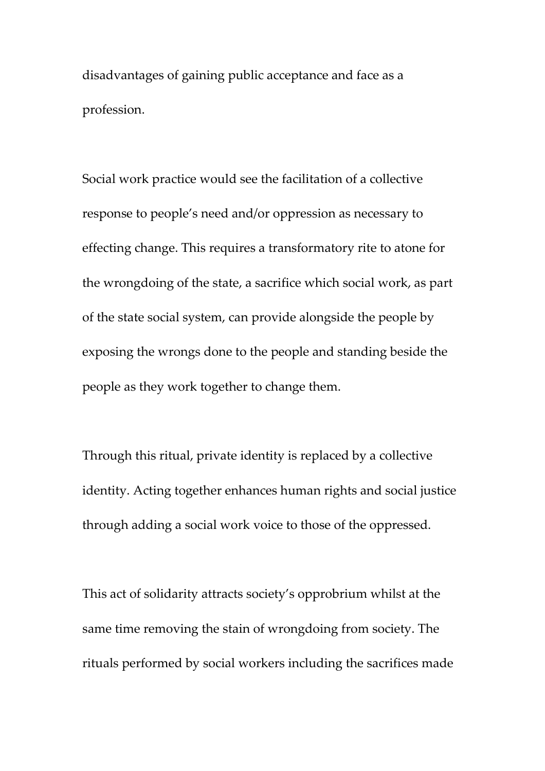disadvantages of gaining public acceptance and face as a profession.

Social work practice would see the facilitation of a collective response to people's need and/or oppression as necessary to effecting change. This requires a transformatory rite to atone for the wrongdoing of the state, a sacrifice which social work, as part of the state social system, can provide alongside the people by exposing the wrongs done to the people and standing beside the people as they work together to change them.

Through this ritual, private identity is replaced by a collective identity. Acting together enhances human rights and social justice through adding a social work voice to those of the oppressed.

This act of solidarity attracts society's opprobrium whilst at the same time removing the stain of wrongdoing from society. The rituals performed by social workers including the sacrifices made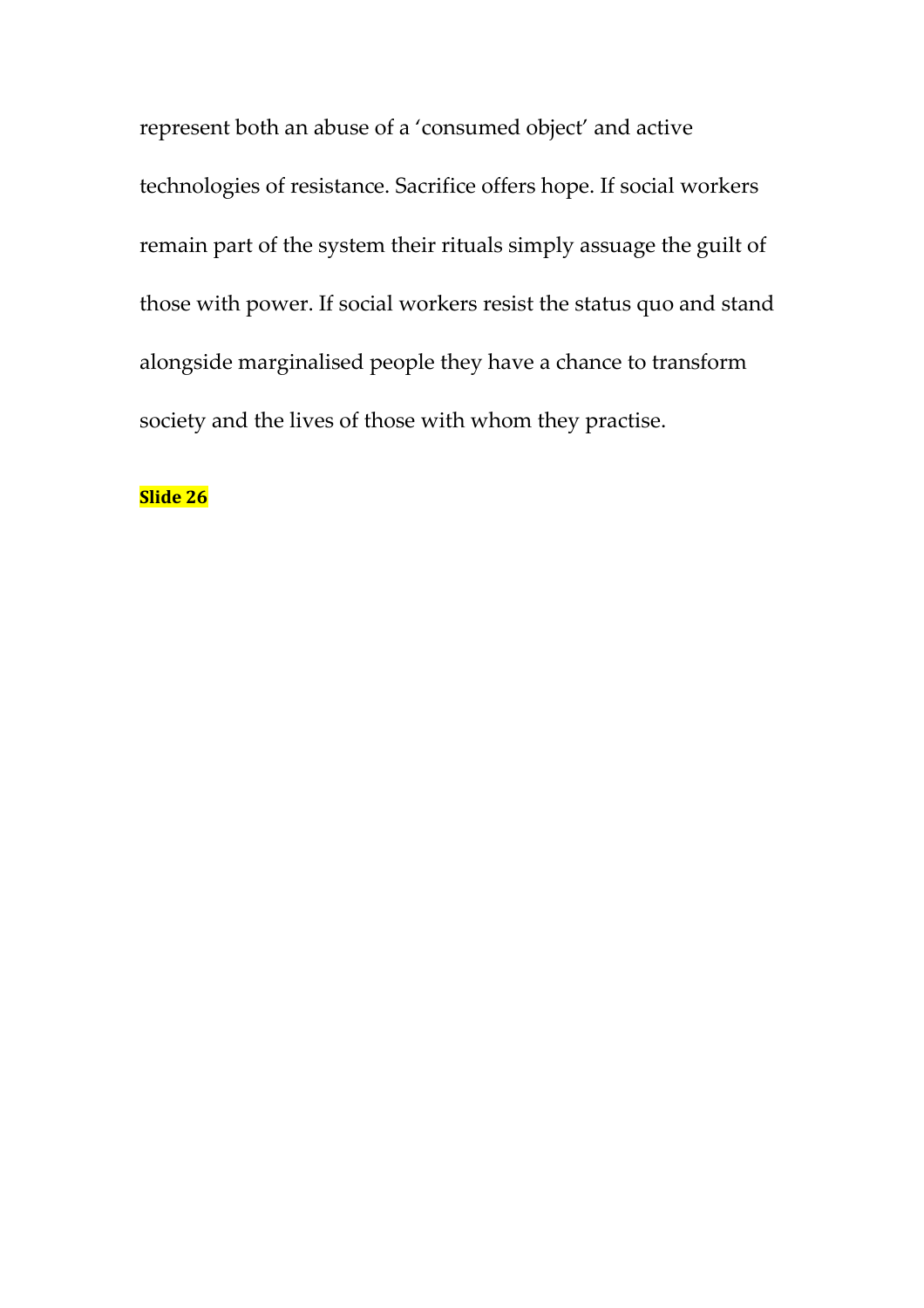represent both an abuse of a 'consumed object' and active technologies of resistance. Sacrifice offers hope. If social workers remain part of the system their rituals simply assuage the guilt of those with power. If social workers resist the status quo and stand alongside marginalised people they have a chance to transform society and the lives of those with whom they practise.

**Slide 26**